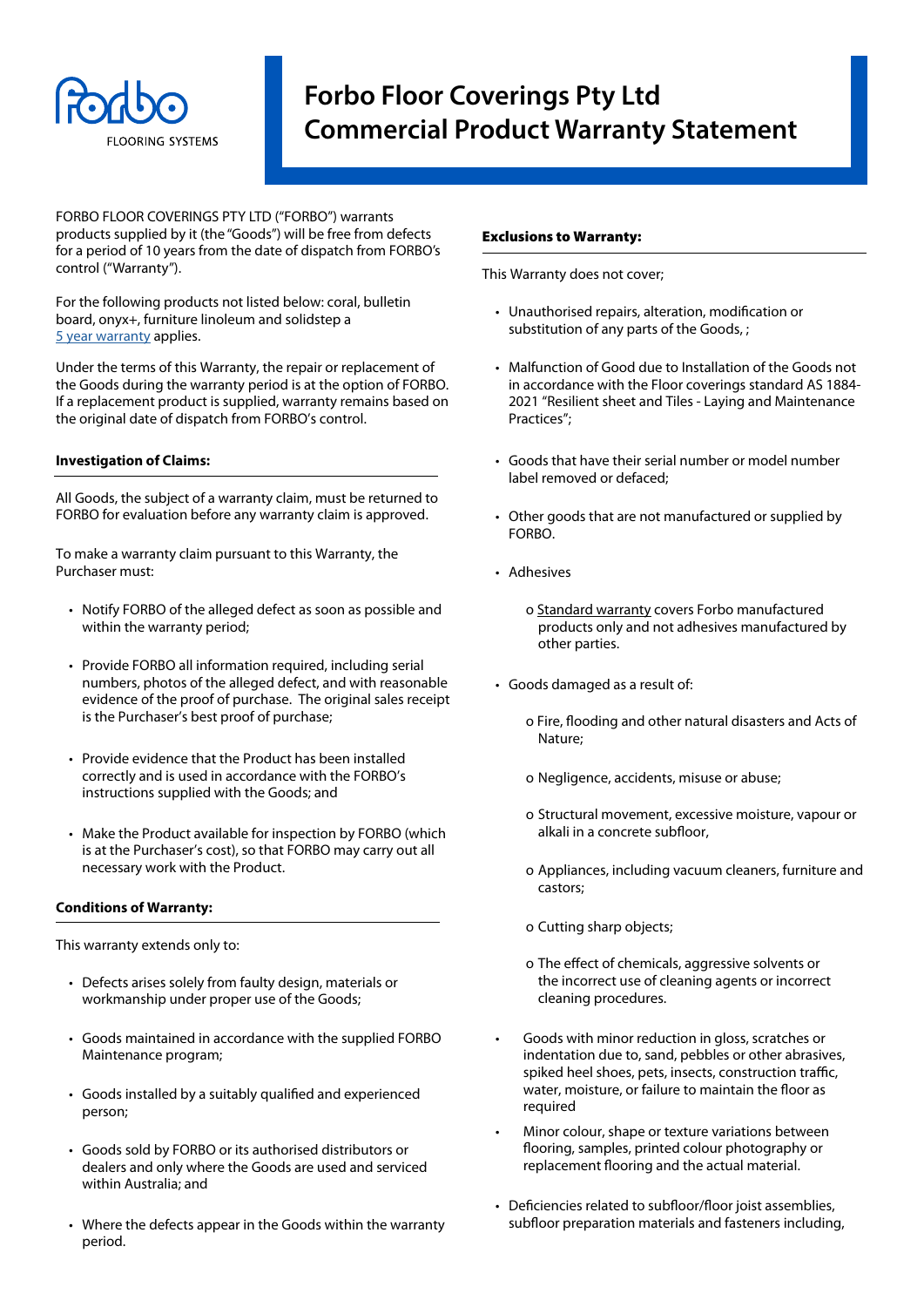# Forbo Floor Coverings Pty Ltd Commercial Product Warranty Statement

FORBO FLOOR COVERINGS PTY LTD ("FORBO") warrants products supplied by it (the "Goods") will be free from defects for a period of 10 years from the date of dispatch from FORBO's control ("Warranty").

For the following products not listed below: coral, bulletin board, onyx+, furniture linoleum and solidstep a 5 year warranty applies.

Under the terms of this Warranty, the repair or replacement of the Goods during the warranty period is at the option of FORBO. If a replacement product is supplied, warranty remains based on the original date of dispatch from FORBO's control.

### Investigation of Claims:

All Goods, the subject of a warranty claim, must be returned to FORBO for evaluation before any warranty claim is approved.

To make a warranty claim pursuant to this Warranty, the Purchaser must:

- Notify FORBO of the alleged defect as soon as possible and within the warranty period;
- Provide FORBO all information required, including serial numbers, photos of the alleged defect, and with reasonable evidence of the proof of purchase. The original sales receipt is the Purchaser's best proof of purchase;
- Provide evidence that the Product has been installed correctly and is used in accordance with the FORBO's instructions supplied with the Goods; and
- Make the Product available for inspection by FORBO (which is at the Purchaser's cost), so that FORBO may carry out all necessary work with the Product.

### Conditions of Warranty:

This warranty extends only to:

- Defects arises solely from faulty design, materials or workmanship under proper use of the Goods;
- Goods maintained in accordance with the supplied FORBO Maintenance program;
- Goods installed by a suitably qualified and experienced person;
- Goods sold by FORBO or its authorised distributors or dealers and only where the Goods are used and serviced within Australia; and
- Where the defects appear in the Goods within the warranty period.

### Exclusions to Warranty:

This Warranty does not cover;

- Unauthorised repairs, alteration, modification or substitution of any parts of the Goods, ;
- Malfunction of Good due to Installation of the Goods not in accordance with the Floor coverings standard AS 1884-2021 "Resilient sheet and Tiles - Laying and Maintenance Practices";
- Goods that have their serial number or model number label removed or defaced;
- Other goods that are not manufactured or supplied by FORBO.
- Adhesives
  - Standard warranty covers Forbo manufactured products only and not adhesives manufactured by other parties.
- Goods damaged as a result of:
  - Fire, flooding and other natural disasters and Acts of Nature;
  - Negligence, accidents, misuse or abuse;
  - Structural movement, excessive moisture, vapour or alkali in a concrete subfloor,
  - Appliances, including vacuum cleaners, furniture and castors;
  - Cutting sharp objects;
  - The effect of chemicals, aggressive solvents or the incorrect use of cleaning agents or incorrect cleaning procedures.
- Goods with minor reduction in gloss, scratches or indentation due to, sand, pebbles or other abrasives, spiked heel shoes, pets, insects, construction traffic, water, moisture, or failure to maintain the floor as required
- Minor colour, shape or texture variations between flooring, samples, printed colour photography or replacement flooring and the actual material.
- Deficiencies related to subfloor/floor joist assemblies, subfloor preparation materials and fasteners including,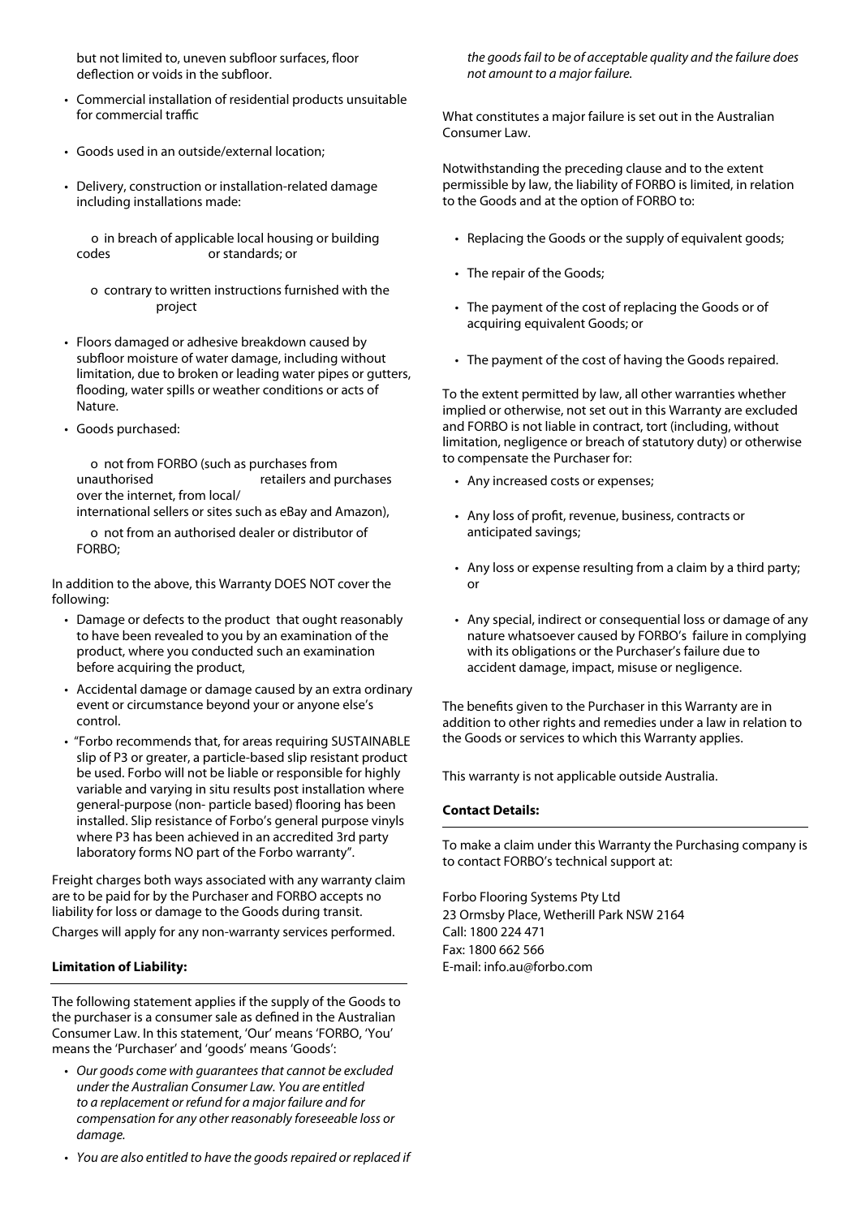but not limited to, uneven subfloor surfaces, floor deflection or voids in the subfloor.

- Commercial installation of residential products unsuitable for commercial traffic
- Goods used in an outside/external location;
- Delivery, construction or installation-related damage including installations made:
  - o in breach of applicable local housing or building codes or standards; or
  - o contrary to written instructions furnished with the project
- Floors damaged or adhesive breakdown caused by subfloor moisture of water damage, including without limitation, due to broken or leading water pipes or gutters, flooding, water spills or weather conditions or acts of Nature.
- Goods purchased:
  - o not from FORBO (such as purchases from unauthorised retailers and purchases over the internet, from local/ international sellers or sites such as eBay and Amazon),
  - o not from an authorised dealer or distributor of FORBO;

In addition to the above, this Warranty DOES NOT cover the following:

- Damage or defects to the product that ought reasonably to have been revealed to you by an examination of the product, where you conducted such an examination before acquiring the product,
- Accidental damage or damage caused by an extra ordinary event or circumstance beyond your or anyone else's control.
- "Forbo recommends that, for areas requiring SUSTAINABLE slip of P3 or greater, a particle-based slip resistant product be used. Forbo will not be liable or responsible for highly variable and varying in situ results post installation where general-purpose (non- particle based) flooring has been installed. Slip resistance of Forbo's general purpose vinyls where P3 has been achieved in an accredited 3rd party laboratory forms NO part of the Forbo warranty".

Freight charges both ways associated with any warranty claim are to be paid for by the Purchaser and FORBO accepts no liability for loss or damage to the Goods during transit.

Charges will apply for any non-warranty services performed.

**Limitation of Liability:**

The following statement applies if the supply of the Goods to the purchaser is a consumer sale as defined in the Australian Consumer Law. In this statement, 'Our' means 'FORBO, 'You' means the 'Purchaser' and 'goods' means 'Goods':

- *Our goods come with guarantees that cannot be excluded under the Australian Consumer Law. You are entitled to a replacement or refund for a major failure and for compensation for any other reasonably foreseeable loss or damage.*
- *You are also entitled to have the goods repaired or replaced if the goods fail to be of acceptable quality and the failure does not amount to a major failure.*

What constitutes a major failure is set out in the Australian Consumer Law.

Notwithstanding the preceding clause and to the extent permissible by law, the liability of FORBO is limited, in relation to the Goods and at the option of FORBO to:

- Replacing the Goods or the supply of equivalent goods;
- The repair of the Goods;
- The payment of the cost of replacing the Goods or of acquiring equivalent Goods; or
- The payment of the cost of having the Goods repaired.

To the extent permitted by law, all other warranties whether implied or otherwise, not set out in this Warranty are excluded and FORBO is not liable in contract, tort (including, without limitation, negligence or breach of statutory duty) or otherwise to compensate the Purchaser for:

- Any increased costs or expenses;
- Any loss of profit, revenue, business, contracts or anticipated savings;
- Any loss or expense resulting from a claim by a third party; or
- Any special, indirect or consequential loss or damage of any nature whatsoever caused by FORBO's failure in complying with its obligations or the Purchaser's failure due to accident damage, impact, misuse or negligence.

The benefits given to the Purchaser in this Warranty are in addition to other rights and remedies under a law in relation to the Goods or services to which this Warranty applies.

This warranty is not applicable outside Australia.

**Contact Details:**

To make a claim under this Warranty the Purchasing company is to contact FORBO's technical support at:

Forbo Flooring Systems Pty Ltd
23 Ormsby Place, Wetherill Park NSW 2164
Call: 1800 224 471
Fax: 1800 662 566
E-mail: info.au@forbo.com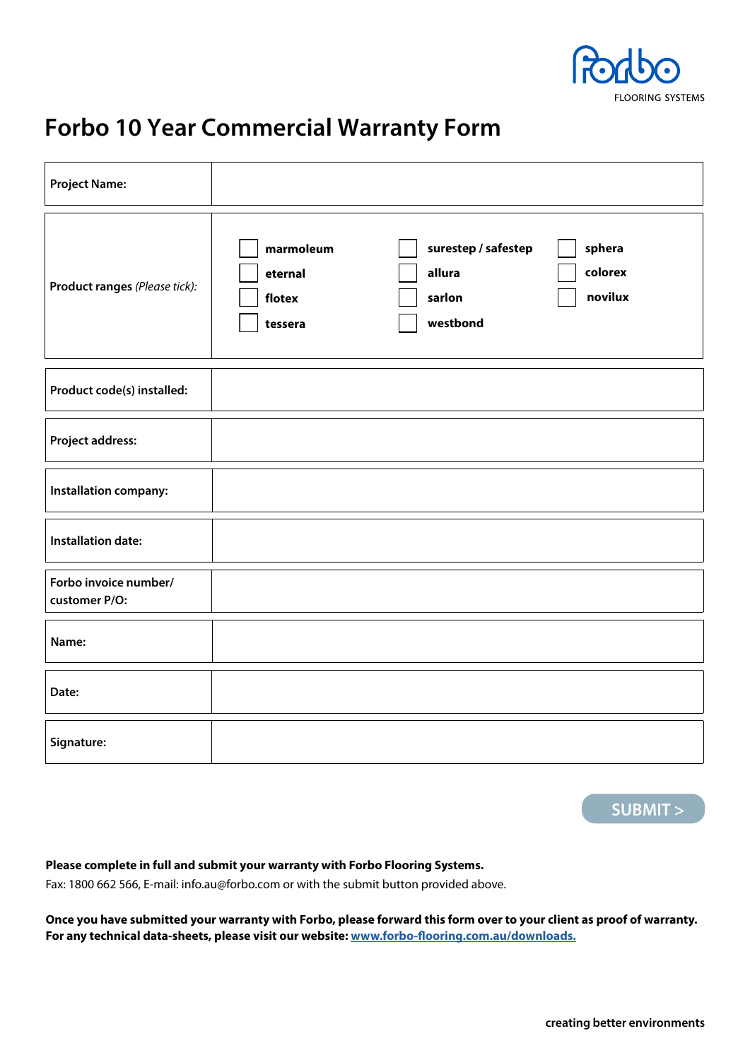Forbo FLOORING SYSTEMS

# Forbo 10 Year Commercial Warranty Form

| | |
|---|---|
| **Project Name:** | |
| **Product ranges** *(Please tick):* | ☐ **marmoleum** ☐ **eternal** ☐ **flotex** ☐ **tessera** ☐ **surestep / safestep** ☐ **allura** ☐ **sarlon** ☐ **westbond** ☐ **sphera** ☐ **colorex** ☐ **novilux** |
| **Product code(s) installed:** | |
| **Project address:** | |
| **Installation company:** | |
| **Installation date:** | |
| **Forbo invoice number/ customer P/O:** | |
| **Name:** | |
| **Date:** | |
| **Signature:** | |

SUBMIT >

**Please complete in full and submit your warranty with Forbo Flooring Systems.**
Fax: 1800 662 566, E-mail: info.au@forbo.com or with the submit button provided above.

**Once you have submitted your warranty with Forbo, please forward this form over to your client as proof of warranty.**
**For any technical data-sheets, please visit our website: [www.forbo-flooring.com.au/downloads.](www.forbo-flooring.com.au/downloads)**

**creating better environments**